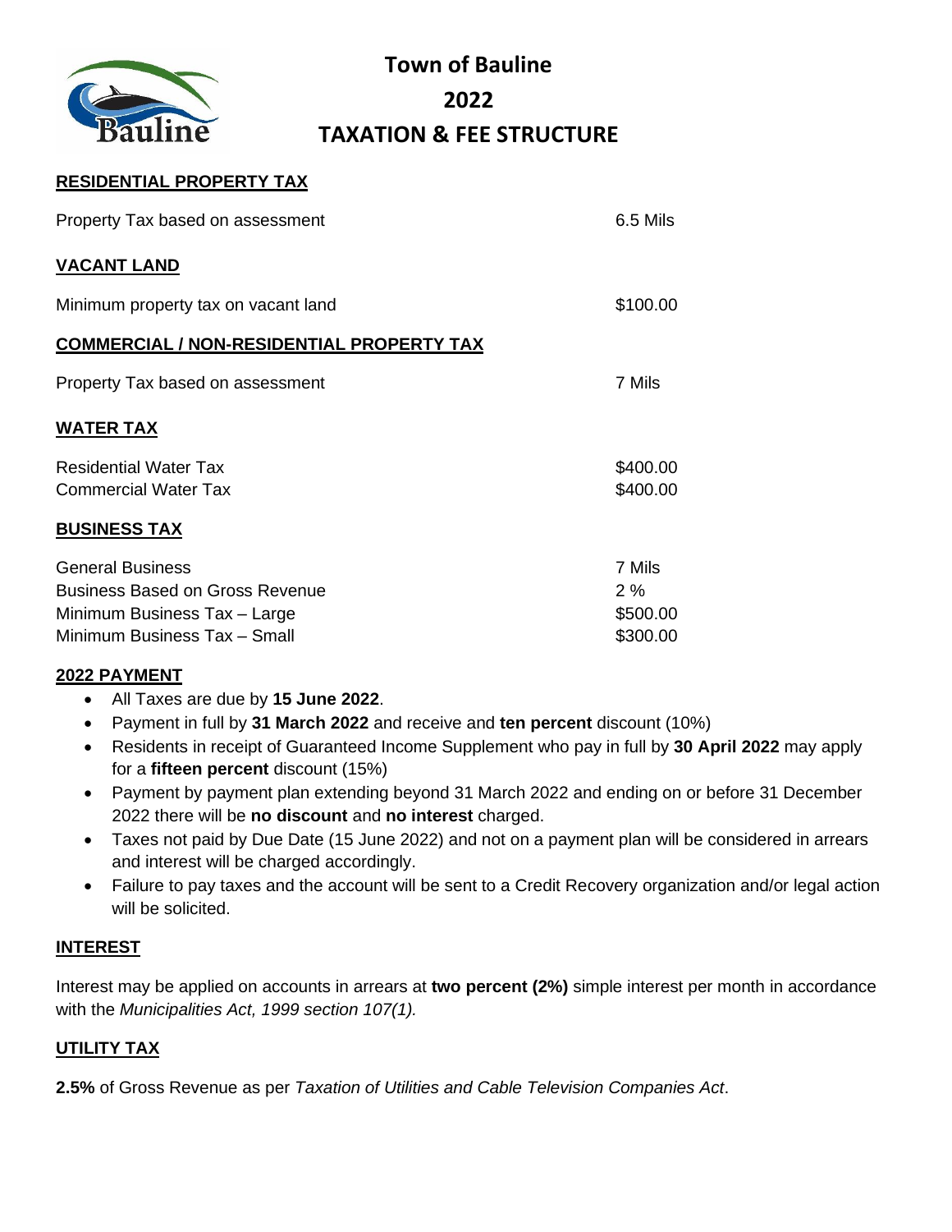# Town of Bauline

# 2022

# TAXATION & FEE STRUCTURE

## RESIDENTIAL PROPERTY TAX

| | |
|---|---|
| Property Tax based on assessment | 6.5 Mils |

## VACANT LAND

| | |
|---|---|
| Minimum property tax on vacant land | $100.00 |

## COMMERCIAL / NON-RESIDENTIAL PROPERTY TAX

| | |
|---|---|
| Property Tax based on assessment | 7 Mils |

## WATER TAX

| | |
|---|---|
| Residential Water Tax | $400.00 |
| Commercial Water Tax | $400.00 |

## BUSINESS TAX

| | |
|---|---|
| General Business | 7 Mils |
| Business Based on Gross Revenue | 2 % |
| Minimum Business Tax – Large | $500.00 |
| Minimum Business Tax – Small | $300.00 |

## 2022 PAYMENT

- All Taxes are due by **15 June 2022**.
- Payment in full by **31 March 2022** and receive and **ten percent** discount (10%)
- Residents in receipt of Guaranteed Income Supplement who pay in full by **30 April 2022** may apply for a **fifteen percent** discount (15%)
- Payment by payment plan extending beyond 31 March 2022 and ending on or before 31 December 2022 there will be **no discount** and **no interest** charged.
- Taxes not paid by Due Date (15 June 2022) and not on a payment plan will be considered in arrears and interest will be charged accordingly.
- Failure to pay taxes and the account will be sent to a Credit Recovery organization and/or legal action will be solicited.

## INTEREST

Interest may be applied on accounts in arrears at **two percent (2%)** simple interest per month in accordance with the *Municipalities Act, 1999 section 107(1).*

## UTILITY TAX

**2.5%** of Gross Revenue as per *Taxation of Utilities and Cable Television Companies Act*.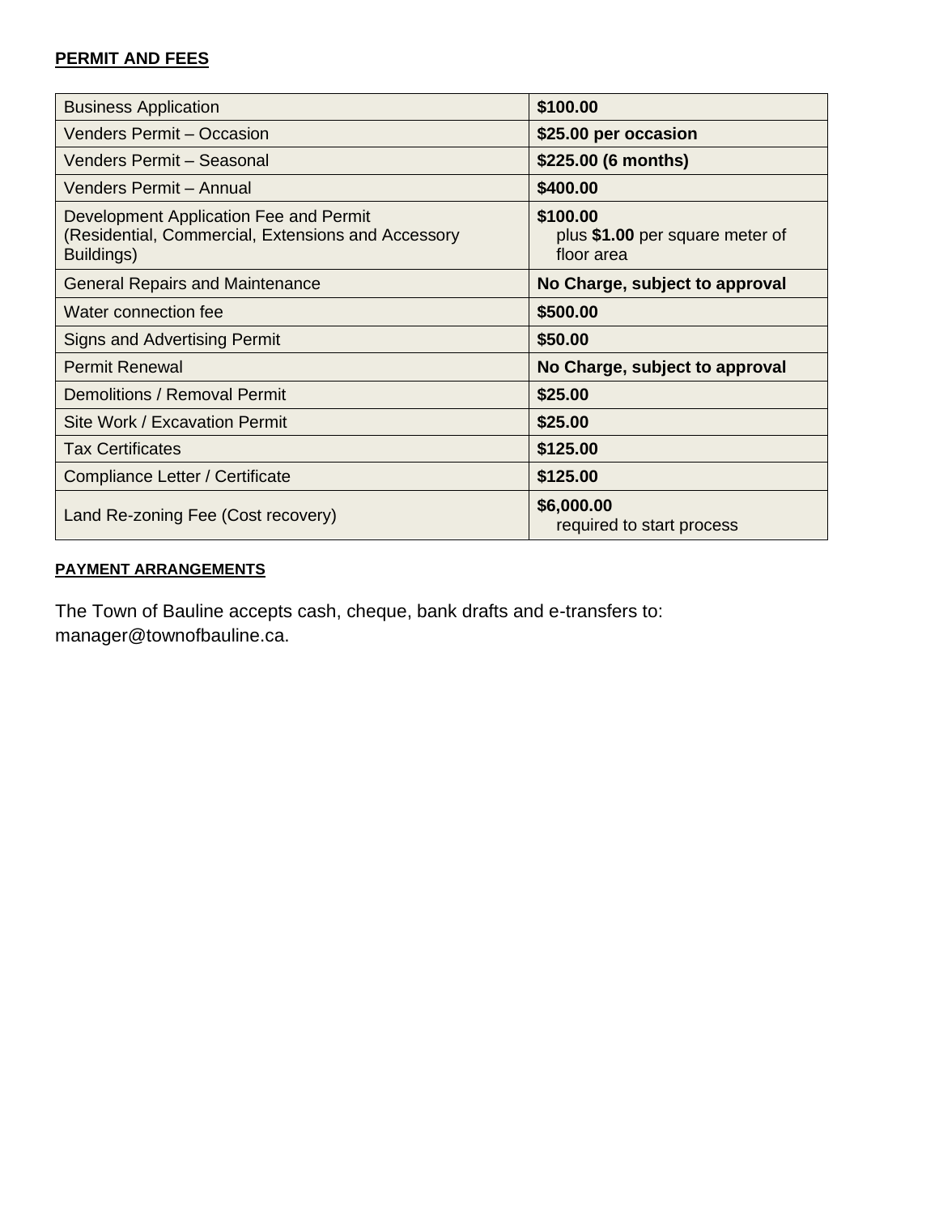**PERMIT AND FEES**

| | |
|---|---|
| Business Application | **$100.00** |
| Venders Permit – Occasion | **$25.00 per occasion** |
| Venders Permit – Seasonal | **$225.00 (6 months)** |
| Venders Permit – Annual | **$400.00** |
| Development Application Fee and Permit (Residential, Commercial, Extensions and Accessory Buildings) | **$100.00** plus **$1.00** per square meter of floor area |
| General Repairs and Maintenance | **No Charge, subject to approval** |
| Water connection fee | **$500.00** |
| Signs and Advertising Permit | **$50.00** |
| Permit Renewal | **No Charge, subject to approval** |
| Demolitions / Removal Permit | **$25.00** |
| Site Work / Excavation Permit | **$25.00** |
| Tax Certificates | **$125.00** |
| Compliance Letter / Certificate | **$125.00** |
| Land Re-zoning Fee (Cost recovery) | **$6,000.00** required to start process |

**PAYMENT ARRANGEMENTS**

The Town of Bauline accepts cash, cheque, bank drafts and e-transfers to: manager@townofbauline.ca.